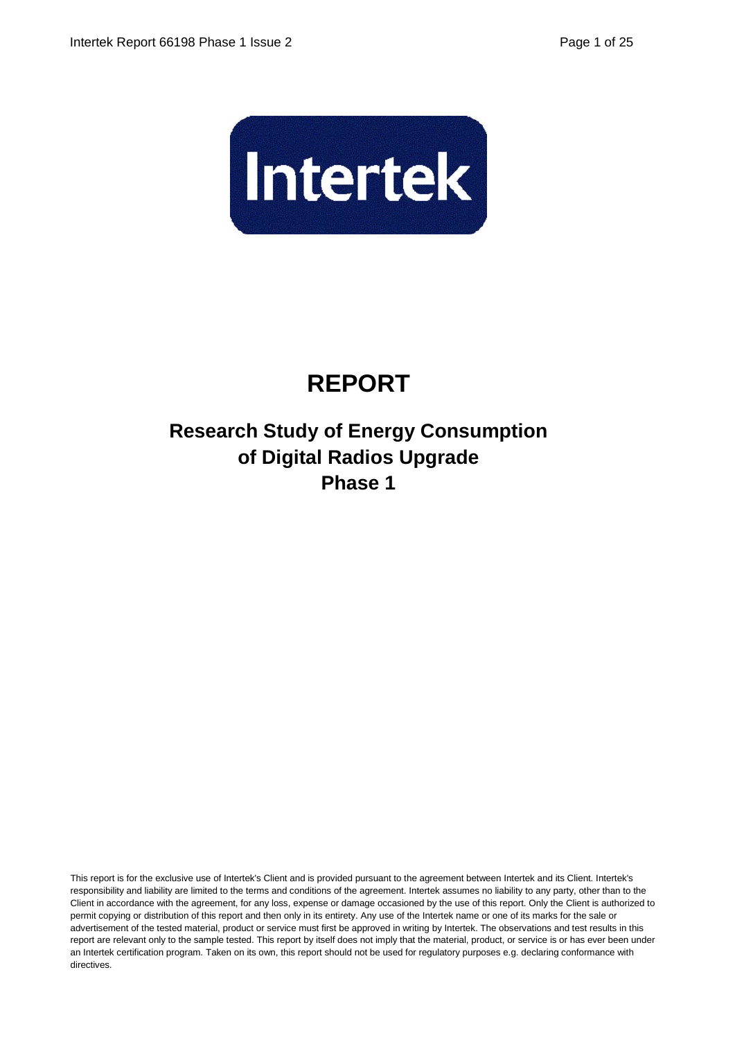# REPORT

## Research Study of Energy Consumption of Digital Radios Upgrade Phase 1

This report is for the exclusive use of Intertek's Client and is provided pursuant to the agreement between Intertek and its Client. Intertek's responsibility and liability are limited to the terms and conditions of the agreement. Intertek assumes no liability to any party, other than to the Client in accordance with the agreement, for any loss, expense or damage occasioned by the use of this report. Only the Client is authorized to permit copying or distribution of this report and then only in its entirety. Any use of the Intertek name or one of its marks for the sale or advertisement of the tested material, product or service must first be approved in writing by Intertek. The observations and test results in this report are relevant only to the sample tested. This report by itself does not imply that the material, product, or service is or has ever been under an Intertek certification program. Taken on its own, this report should not be used for regulatory purposes e.g. declaring conformance with directives.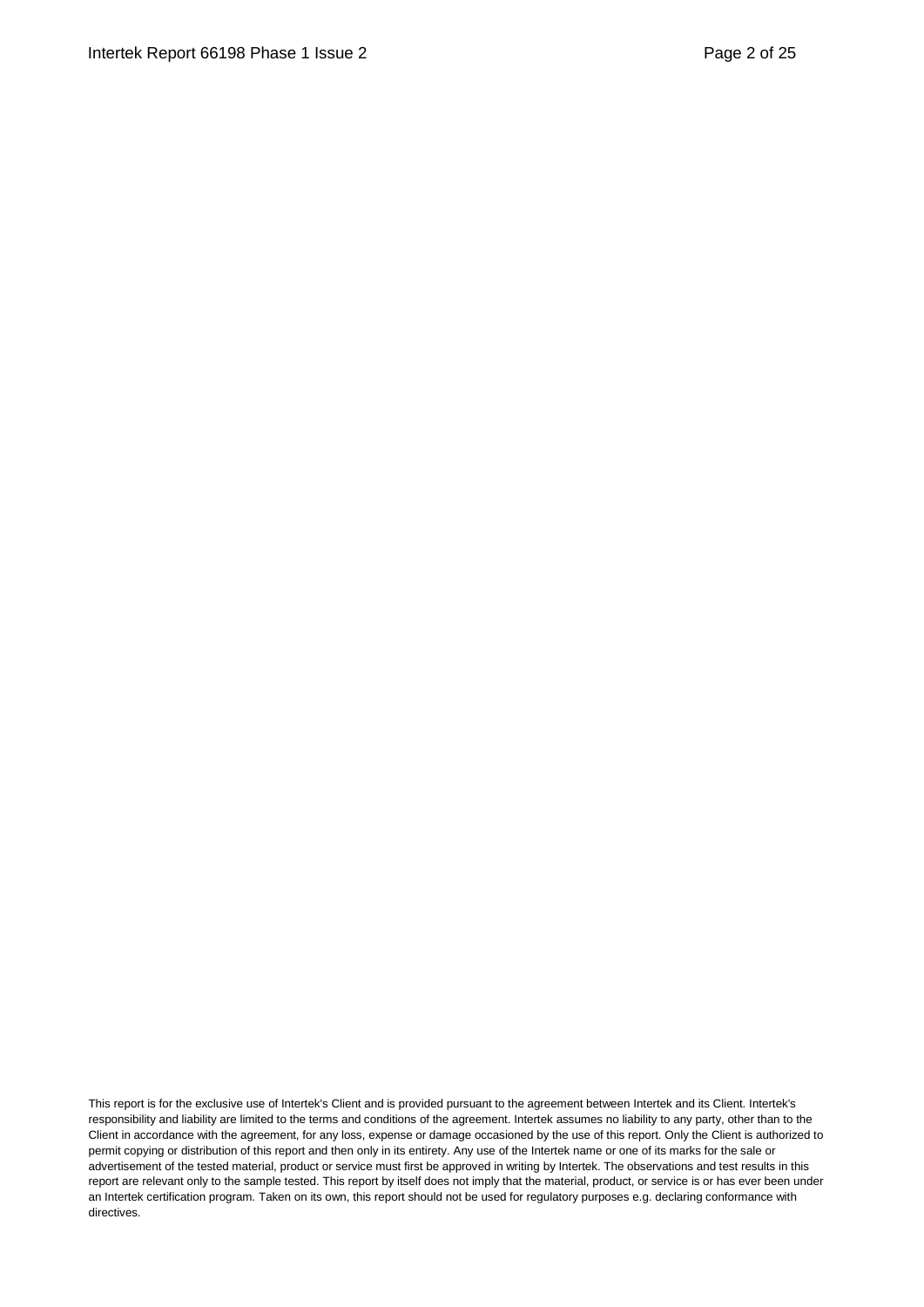This report is for the exclusive use of Intertek's Client and is provided pursuant to the agreement between Intertek and its Client. Intertek's responsibility and liability are limited to the terms and conditions of the agreement. Intertek assumes no liability to any party, other than to the Client in accordance with the agreement, for any loss, expense or damage occasioned by the use of this report. Only the Client is authorized to permit copying or distribution of this report and then only in its entirety. Any use of the Intertek name or one of its marks for the sale or advertisement of the tested material, product or service must first be approved in writing by Intertek. The observations and test results in this report are relevant only to the sample tested. This report by itself does not imply that the material, product, or service is or has ever been under an Intertek certification program. Taken on its own, this report should not be used for regulatory purposes e.g. declaring conformance with directives.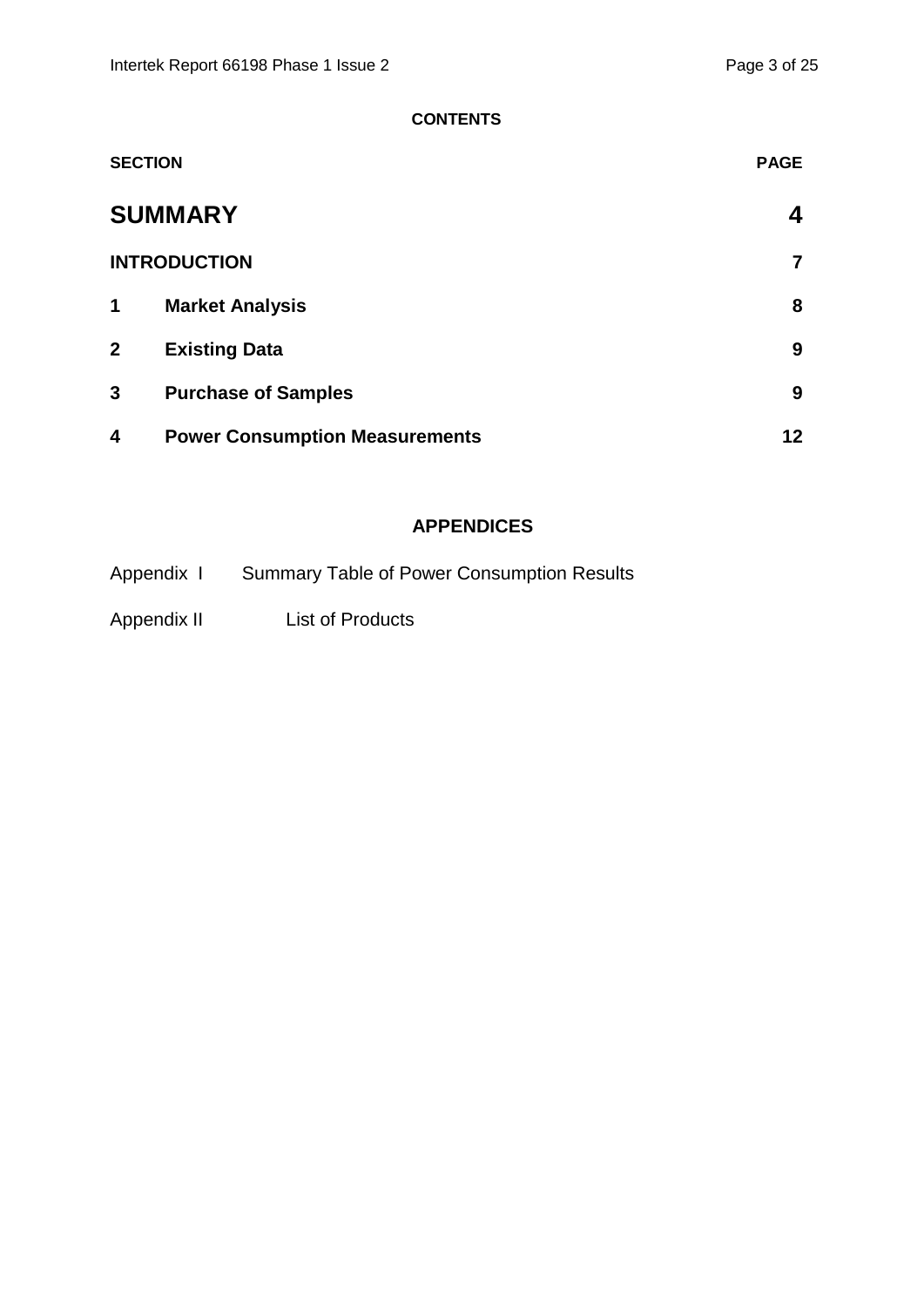**CONTENTS**

| SECTION | | PAGE |
|---|---|---|
| **SUMMARY** | | **4** |
| **INTRODUCTION** | | **7** |
| **1** | **Market Analysis** | **8** |
| **2** | **Existing Data** | **9** |
| **3** | **Purchase of Samples** | **9** |
| **4** | **Power Consumption Measurements** | **12** |

**APPENDICES**

Appendix I Summary Table of Power Consumption Results

Appendix II List of Products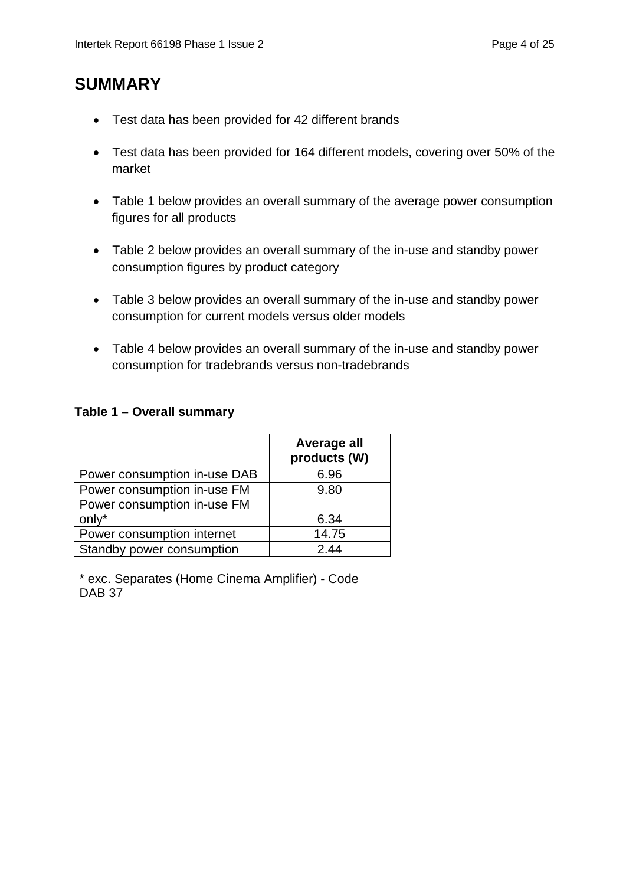# SUMMARY

- Test data has been provided for 42 different brands
- Test data has been provided for 164 different models, covering over 50% of the market
- Table 1 below provides an overall summary of the average power consumption figures for all products
- Table 2 below provides an overall summary of the in-use and standby power consumption figures by product category
- Table 3 below provides an overall summary of the in-use and standby power consumption for current models versus older models
- Table 4 below provides an overall summary of the in-use and standby power consumption for tradebrands versus non-tradebrands

**Table 1 – Overall summary**

| | Average all products (W) |
|---|---|
| Power consumption in-use DAB | 6.96 |
| Power consumption in-use FM | 9.80 |
| Power consumption in-use FM only* | 6.34 |
| Power consumption internet | 14.75 |
| Standby power consumption | 2.44 |

* exc. Separates (Home Cinema Amplifier) - Code DAB 37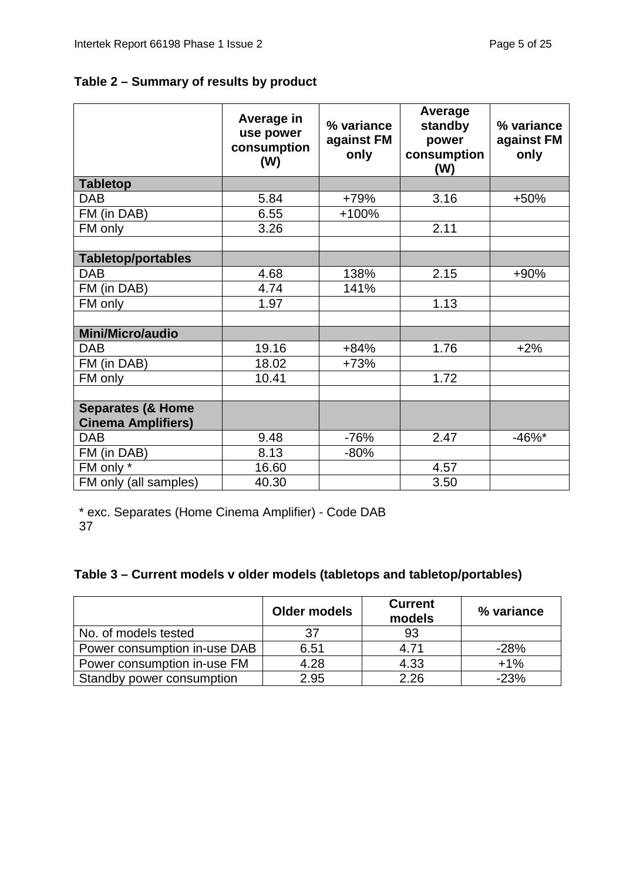**Table 2 – Summary of results by product**

| | Average in use power consumption (W) | % variance against FM only | Average standby power consumption (W) | % variance against FM only |
|---|---|---|---|---|
| **Tabletop** | | | | |
| DAB | 5.84 | +79% | 3.16 | +50% |
| FM (in DAB) | 6.55 | +100% | | |
| FM only | 3.26 | | 2.11 | |
| | | | | |
| **Tabletop/portables** | | | | |
| DAB | 4.68 | 138% | 2.15 | +90% |
| FM (in DAB) | 4.74 | 141% | | |
| FM only | 1.97 | | 1.13 | |
| | | | | |
| **Mini/Micro/audio** | | | | |
| DAB | 19.16 | +84% | 1.76 | +2% |
| FM (in DAB) | 18.02 | +73% | | |
| FM only | 10.41 | | 1.72 | |
| | | | | |
| **Separates (& Home Cinema Amplifiers)** | | | | |
| DAB | 9.48 | -76% | 2.47 | -46%* |
| FM (in DAB) | 8.13 | -80% | | |
| FM only * | 16.60 | | 4.57 | |
| FM only (all samples) | 40.30 | | 3.50 | |

\* exc. Separates (Home Cinema Amplifier) - Code DAB 37

**Table 3 – Current models v older models (tabletops and tabletop/portables)**

| | Older models | Current models | % variance |
|---|---|---|---|
| No. of models tested | 37 | 93 | |
| Power consumption in-use DAB | 6.51 | 4.71 | -28% |
| Power consumption in-use FM | 4.28 | 4.33 | +1% |
| Standby power consumption | 2.95 | 2.26 | -23% |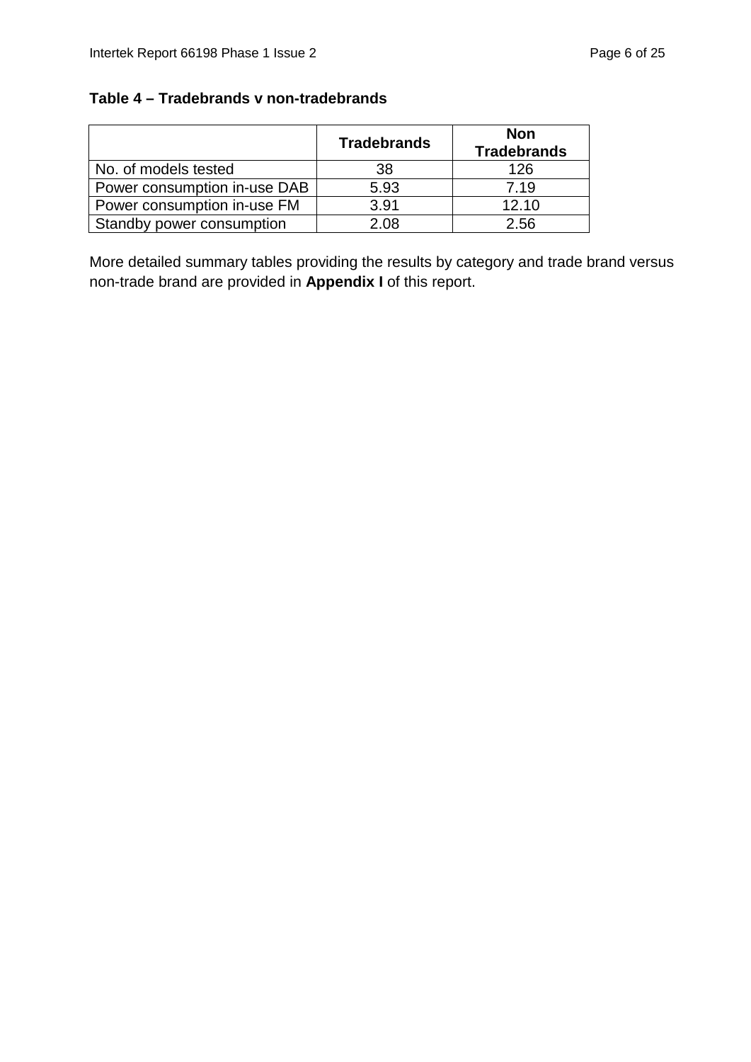**Table 4 – Tradebrands v non-tradebrands**

| | Tradebrands | Non Tradebrands |
|---|---|---|
| No. of models tested | 38 | 126 |
| Power consumption in-use DAB | 5.93 | 7.19 |
| Power consumption in-use FM | 3.91 | 12.10 |
| Standby power consumption | 2.08 | 2.56 |

More detailed summary tables providing the results by category and trade brand versus non-trade brand are provided in **Appendix I** of this report.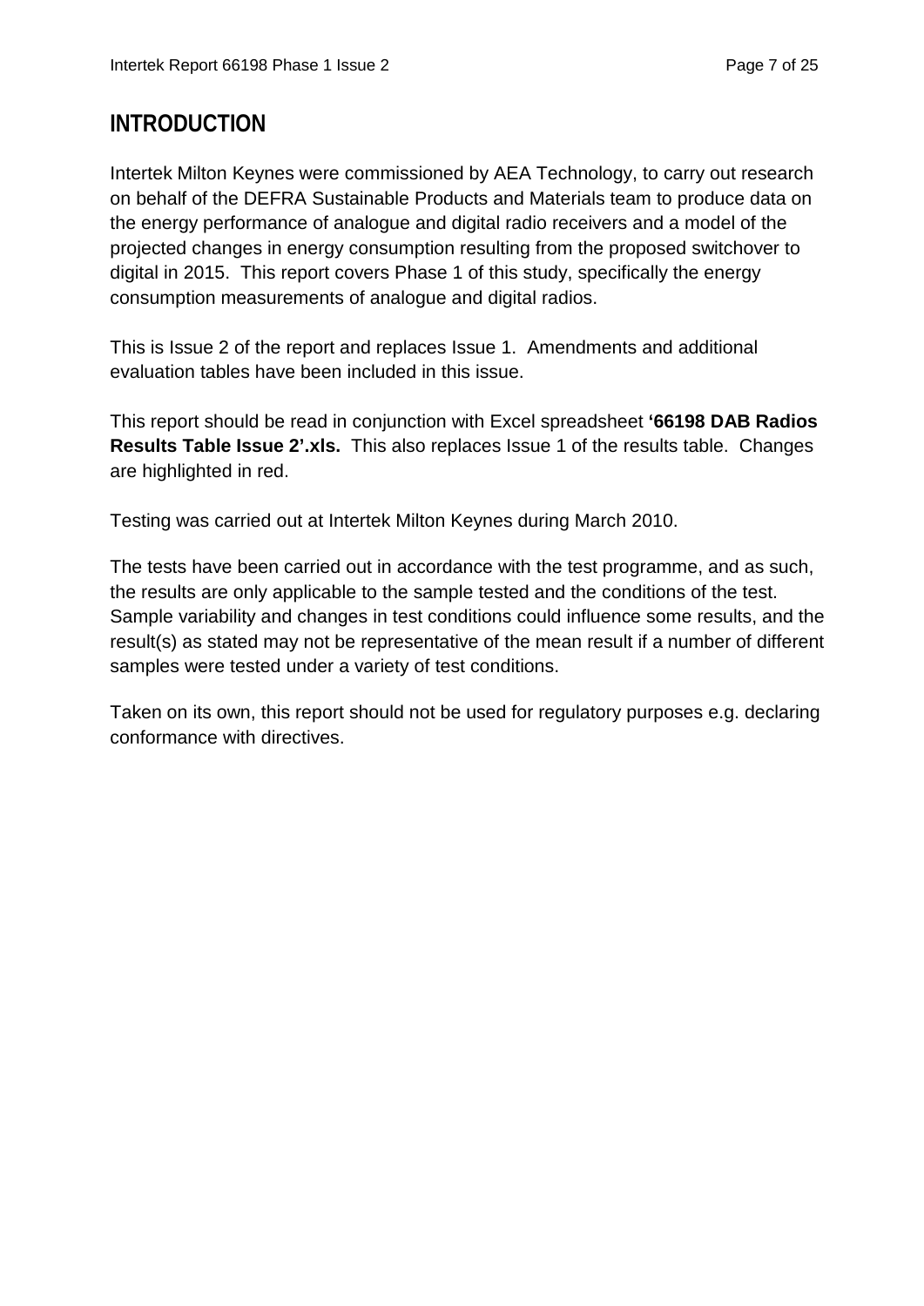# INTRODUCTION

Intertek Milton Keynes were commissioned by AEA Technology, to carry out research on behalf of the DEFRA Sustainable Products and Materials team to produce data on the energy performance of analogue and digital radio receivers and a model of the projected changes in energy consumption resulting from the proposed switchover to digital in 2015. This report covers Phase 1 of this study, specifically the energy consumption measurements of analogue and digital radios.

This is Issue 2 of the report and replaces Issue 1. Amendments and additional evaluation tables have been included in this issue.

This report should be read in conjunction with Excel spreadsheet **'66198 DAB Radios Results Table Issue 2'.xls.** This also replaces Issue 1 of the results table. Changes are highlighted in red.

Testing was carried out at Intertek Milton Keynes during March 2010.

The tests have been carried out in accordance with the test programme, and as such, the results are only applicable to the sample tested and the conditions of the test. Sample variability and changes in test conditions could influence some results, and the result(s) as stated may not be representative of the mean result if a number of different samples were tested under a variety of test conditions.

Taken on its own, this report should not be used for regulatory purposes e.g. declaring conformance with directives.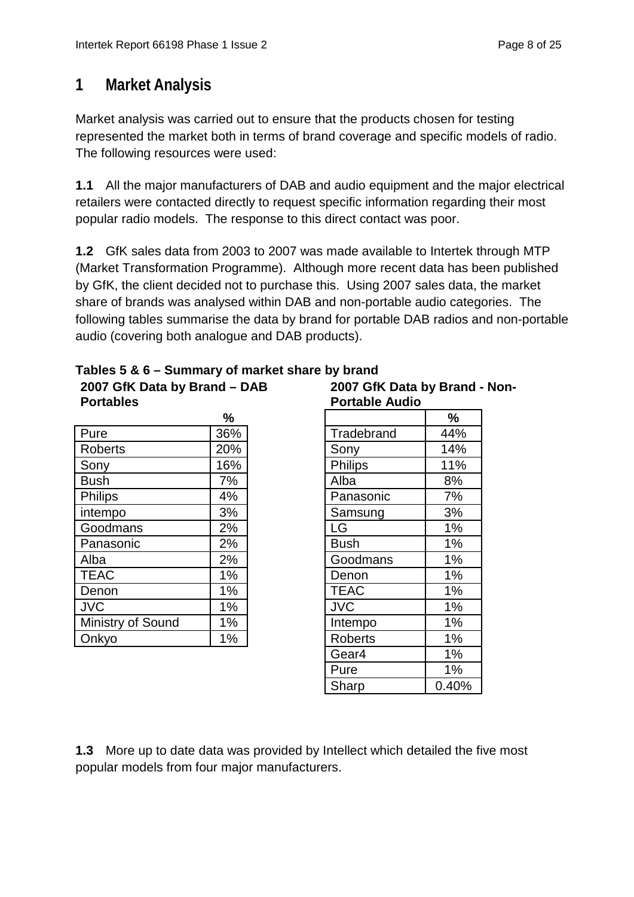# 1 Market Analysis

Market analysis was carried out to ensure that the products chosen for testing represented the market both in terms of brand coverage and specific models of radio. The following resources were used:

**1.1** All the major manufacturers of DAB and audio equipment and the major electrical retailers were contacted directly to request specific information regarding their most popular radio models. The response to this direct contact was poor.

**1.2** GfK sales data from 2003 to 2007 was made available to Intertek through MTP (Market Transformation Programme). Although more recent data has been published by GfK, the client decided not to purchase this. Using 2007 sales data, the market share of brands was analysed within DAB and non-portable audio categories. The following tables summarise the data by brand for portable DAB radios and non-portable audio (covering both analogue and DAB products).

**Tables 5 & 6 – Summary of market share by brand**

**2007 GfK Data by Brand – DAB Portables**

| | % |
|---|---|
| Pure | 36% |
| Roberts | 20% |
| Sony | 16% |
| Bush | 7% |
| Philips | 4% |
| intempo | 3% |
| Goodmans | 2% |
| Panasonic | 2% |
| Alba | 2% |
| TEAC | 1% |
| Denon | 1% |
| JVC | 1% |
| Ministry of Sound | 1% |
| Onkyo | 1% |

**2007 GfK Data by Brand - Non-Portable Audio**

| | % |
|---|---|
| Tradebrand | 44% |
| Sony | 14% |
| Philips | 11% |
| Alba | 8% |
| Panasonic | 7% |
| Samsung | 3% |
| LG | 1% |
| Bush | 1% |
| Goodmans | 1% |
| Denon | 1% |
| TEAC | 1% |
| JVC | 1% |
| Intempo | 1% |
| Roberts | 1% |
| Gear4 | 1% |
| Pure | 1% |
| Sharp | 0.40% |

**1.3** More up to date data was provided by Intellect which detailed the five most popular models from four major manufacturers.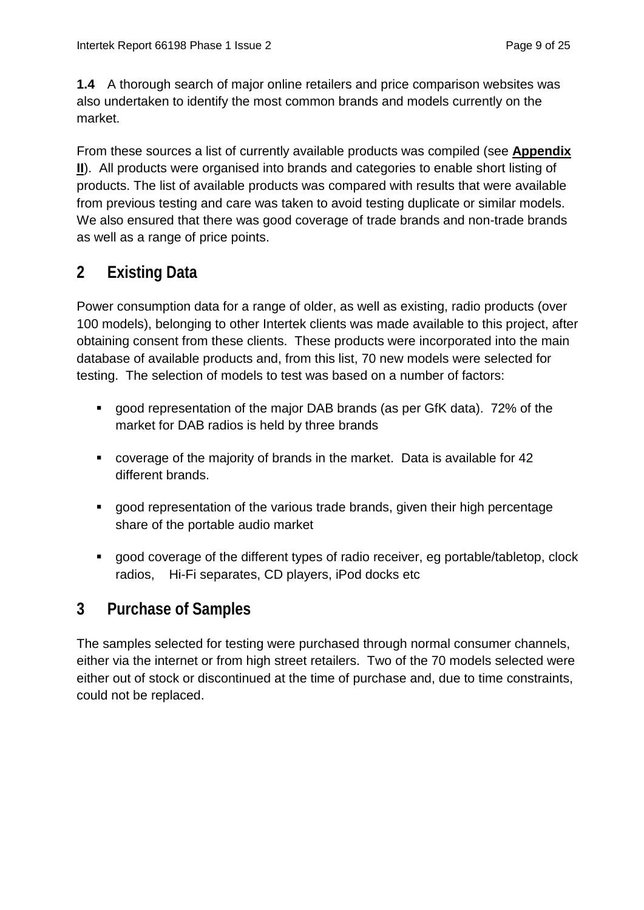**1.4** A thorough search of major online retailers and price comparison websites was also undertaken to identify the most common brands and models currently on the market.

From these sources a list of currently available products was compiled (see **Appendix II**). All products were organised into brands and categories to enable short listing of products. The list of available products was compared with results that were available from previous testing and care was taken to avoid testing duplicate or similar models. We also ensured that there was good coverage of trade brands and non-trade brands as well as a range of price points.

# 2 Existing Data

Power consumption data for a range of older, as well as existing, radio products (over 100 models), belonging to other Intertek clients was made available to this project, after obtaining consent from these clients. These products were incorporated into the main database of available products and, from this list, 70 new models were selected for testing. The selection of models to test was based on a number of factors:

- good representation of the major DAB brands (as per GfK data). 72% of the market for DAB radios is held by three brands
- coverage of the majority of brands in the market. Data is available for 42 different brands.
- good representation of the various trade brands, given their high percentage share of the portable audio market
- good coverage of the different types of radio receiver, eg portable/tabletop, clock radios, Hi-Fi separates, CD players, iPod docks etc

# 3 Purchase of Samples

The samples selected for testing were purchased through normal consumer channels, either via the internet or from high street retailers. Two of the 70 models selected were either out of stock or discontinued at the time of purchase and, due to time constraints, could not be replaced.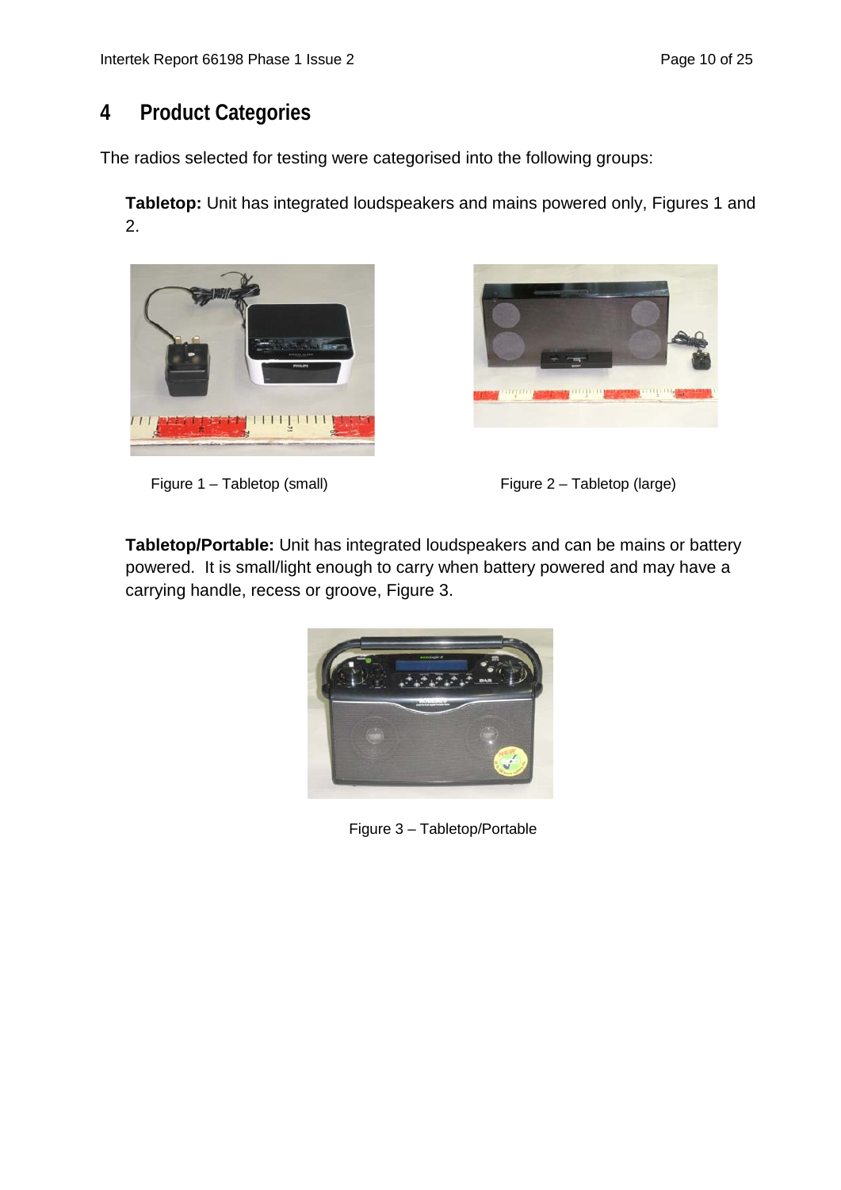# 4 Product Categories

The radios selected for testing were categorised into the following groups:

**Tabletop:** Unit has integrated loudspeakers and mains powered only, Figures 1 and 2.

Figure 1 – Tabletop (small)

Figure 2 – Tabletop (large)

**Tabletop/Portable:** Unit has integrated loudspeakers and can be mains or battery powered. It is small/light enough to carry when battery powered and may have a carrying handle, recess or groove, Figure 3.

Figure 3 – Tabletop/Portable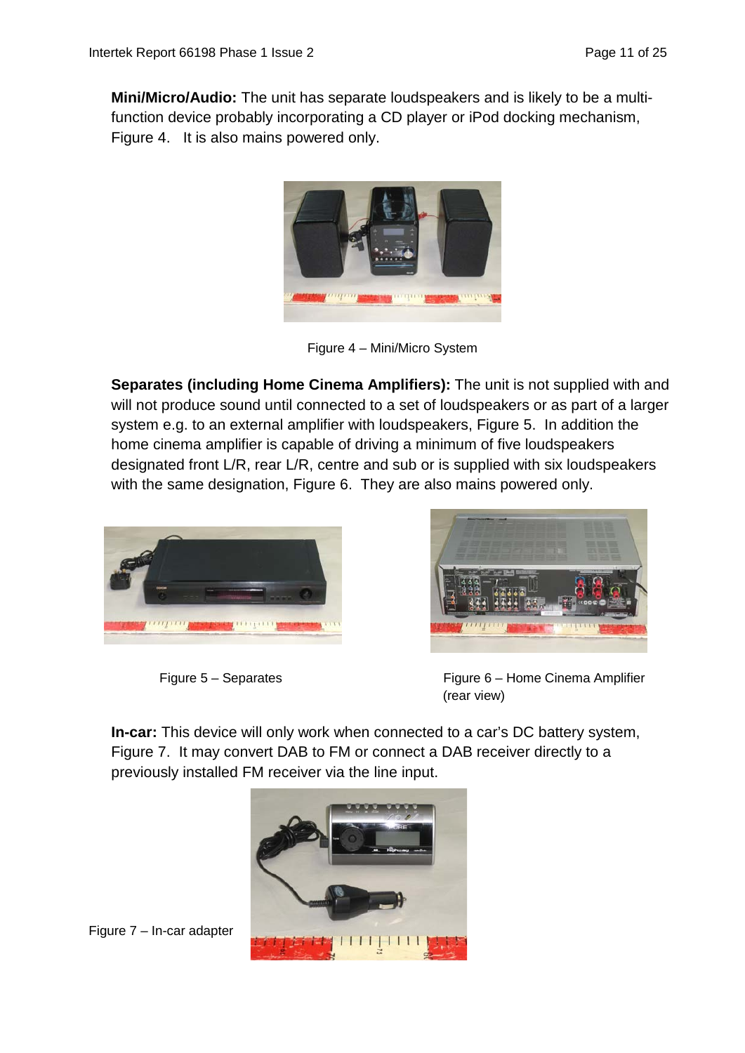**Mini/Micro/Audio:** The unit has separate loudspeakers and is likely to be a multi-function device probably incorporating a CD player or iPod docking mechanism, Figure 4. It is also mains powered only.

Figure 4 – Mini/Micro System

**Separates (including Home Cinema Amplifiers):** The unit is not supplied with and will not produce sound until connected to a set of loudspeakers or as part of a larger system e.g. to an external amplifier with loudspeakers, Figure 5. In addition the home cinema amplifier is capable of driving a minimum of five loudspeakers designated front L/R, rear L/R, centre and sub or is supplied with six loudspeakers with the same designation, Figure 6. They are also mains powered only.

Figure 5 – Separates

Figure 6 – Home Cinema Amplifier (rear view)

**In-car:** This device will only work when connected to a car's DC battery system, Figure 7. It may convert DAB to FM or connect a DAB receiver directly to a previously installed FM receiver via the line input.

Figure 7 – In-car adapter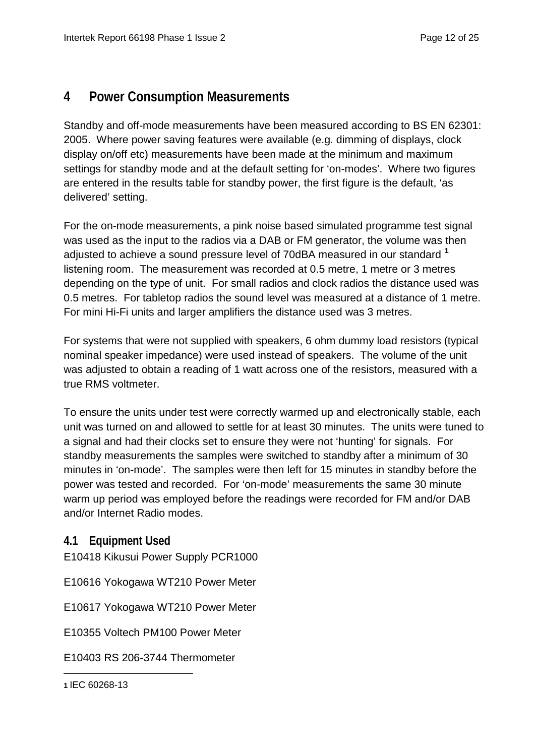# 4 Power Consumption Measurements

Standby and off-mode measurements have been measured according to BS EN 62301: 2005. Where power saving features were available (e.g. dimming of displays, clock display on/off etc) measurements have been made at the minimum and maximum settings for standby mode and at the default setting for 'on-modes'. Where two figures are entered in the results table for standby power, the first figure is the default, 'as delivered' setting.

For the on-mode measurements, a pink noise based simulated programme test signal was used as the input to the radios via a DAB or FM generator, the volume was then adjusted to achieve a sound pressure level of 70dBA measured in our standard [1] listening room. The measurement was recorded at 0.5 metre, 1 metre or 3 metres depending on the type of unit. For small radios and clock radios the distance used was 0.5 metres. For tabletop radios the sound level was measured at a distance of 1 metre. For mini Hi-Fi units and larger amplifiers the distance used was 3 metres.

For systems that were not supplied with speakers, 6 ohm dummy load resistors (typical nominal speaker impedance) were used instead of speakers. The volume of the unit was adjusted to obtain a reading of 1 watt across one of the resistors, measured with a true RMS voltmeter.

To ensure the units under test were correctly warmed up and electronically stable, each unit was turned on and allowed to settle for at least 30 minutes. The units were tuned to a signal and had their clocks set to ensure they were not 'hunting' for signals. For standby measurements the samples were switched to standby after a minimum of 30 minutes in 'on-mode'. The samples were then left for 15 minutes in standby before the power was tested and recorded. For 'on-mode' measurements the same 30 minute warm up period was employed before the readings were recorded for FM and/or DAB and/or Internet Radio modes.

## 4.1 Equipment Used

E10418 Kikusui Power Supply PCR1000

E10616 Yokogawa WT210 Power Meter

E10617 Yokogawa WT210 Power Meter

E10355 Voltech PM100 Power Meter

E10403 RS 206-3744 Thermometer

---

[1] IEC 60268-13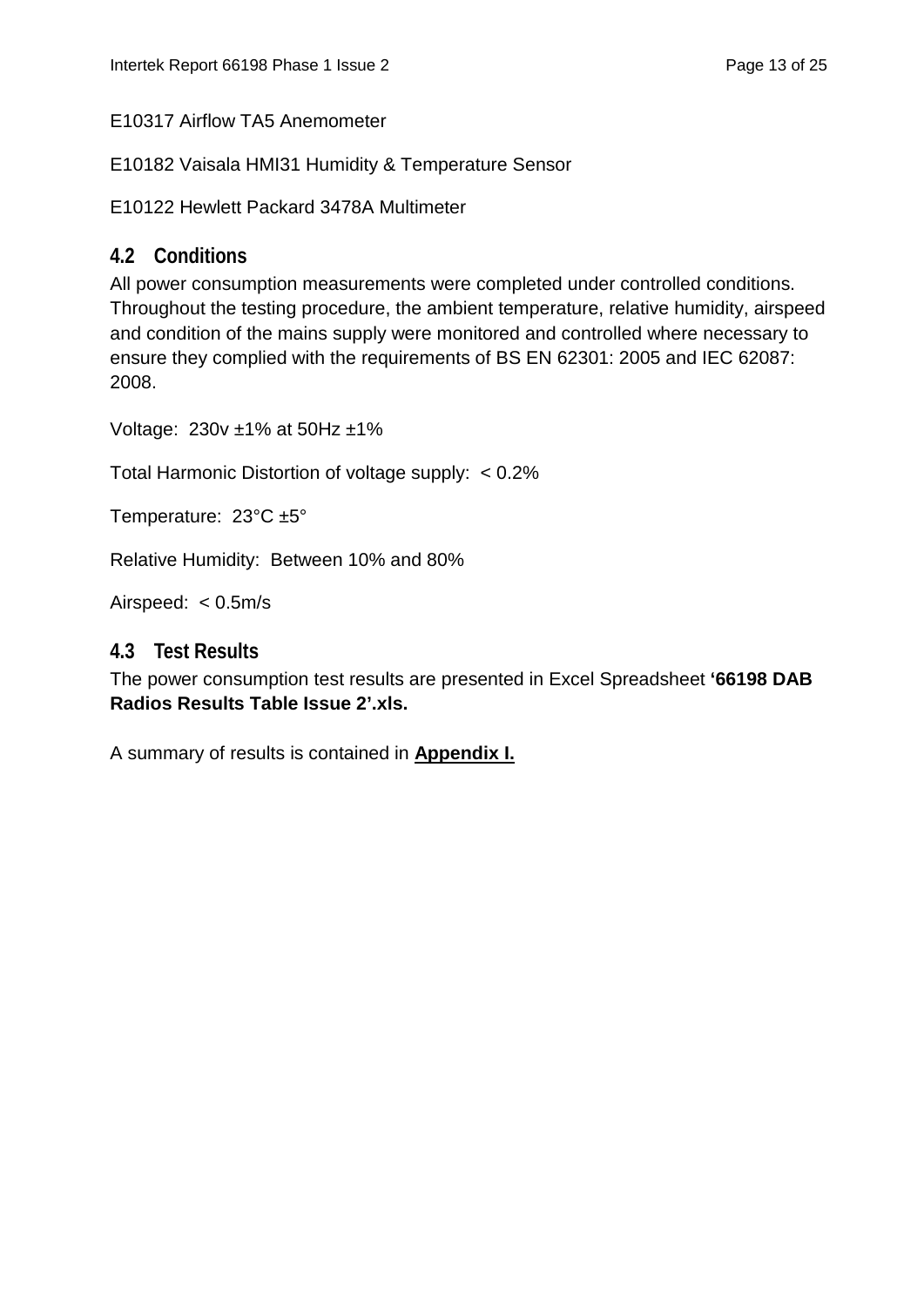E10317 Airflow TA5 Anemometer

E10182 Vaisala HMI31 Humidity & Temperature Sensor

E10122 Hewlett Packard 3478A Multimeter

## 4.2 Conditions

All power consumption measurements were completed under controlled conditions. Throughout the testing procedure, the ambient temperature, relative humidity, airspeed and condition of the mains supply were monitored and controlled where necessary to ensure they complied with the requirements of BS EN 62301: 2005 and IEC 62087: 2008.

Voltage: 230v ±1% at 50Hz ±1%

Total Harmonic Distortion of voltage supply: < 0.2%

Temperature: 23°C ±5°

Relative Humidity: Between 10% and 80%

Airspeed: < 0.5m/s

## 4.3 Test Results

The power consumption test results are presented in Excel Spreadsheet **'66198 DAB Radios Results Table Issue 2'.xls.**

A summary of results is contained in **Appendix I.**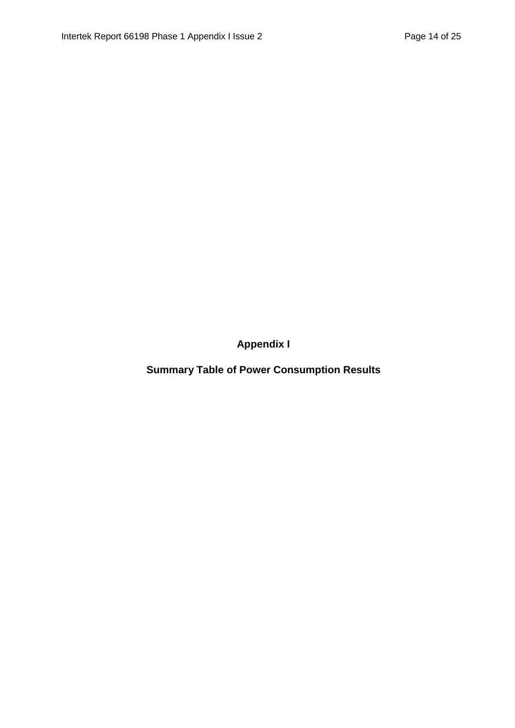# Appendix I

## Summary Table of Power Consumption Results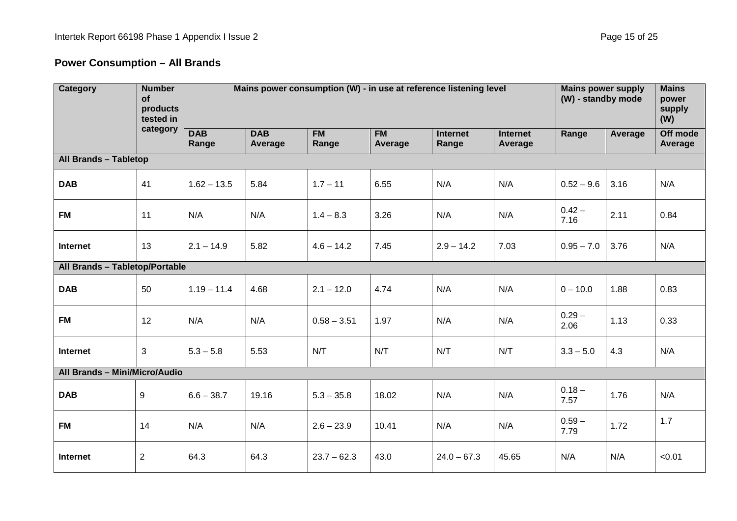## Power Consumption – All Brands

| Category | Number of products tested in category | Mains power consumption (W) - in use at reference listening level | | | | | | Mains power supply (W) - standby mode | | Mains power supply (W) |
|---|---|---|---|---|---|---|---|---|---|---|
| | | DAB Range | DAB Average | FM Range | FM Average | Internet Range | Internet Average | Range | Average | Off mode Average |
| **All Brands – Tabletop** | | | | | | | | | | |
| **DAB** | 41 | 1.62 – 13.5 | 5.84 | 1.7 – 11 | 6.55 | N/A | N/A | 0.52 – 9.6 | 3.16 | N/A |
| **FM** | 11 | N/A | N/A | 1.4 – 8.3 | 3.26 | N/A | N/A | 0.42 – 7.16 | 2.11 | 0.84 |
| **Internet** | 13 | 2.1 – 14.9 | 5.82 | 4.6 – 14.2 | 7.45 | 2.9 – 14.2 | 7.03 | 0.95 – 7.0 | 3.76 | N/A |
| **All Brands – Tabletop/Portable** | | | | | | | | | | |
| **DAB** | 50 | 1.19 – 11.4 | 4.68 | 2.1 – 12.0 | 4.74 | N/A | N/A | 0 – 10.0 | 1.88 | 0.83 |
| **FM** | 12 | N/A | N/A | 0.58 – 3.51 | 1.97 | N/A | N/A | 0.29 – 2.06 | 1.13 | 0.33 |
| **Internet** | 3 | 5.3 – 5.8 | 5.53 | N/T | N/T | N/T | N/T | 3.3 – 5.0 | 4.3 | N/A |
| **All Brands – Mini/Micro/Audio** | | | | | | | | | | |
| **DAB** | 9 | 6.6 – 38.7 | 19.16 | 5.3 – 35.8 | 18.02 | N/A | N/A | 0.18 – 7.57 | 1.76 | N/A |
| **FM** | 14 | N/A | N/A | 2.6 – 23.9 | 10.41 | N/A | N/A | 0.59 – 7.79 | 1.72 | 1.7 |
| **Internet** | 2 | 64.3 | 64.3 | 23.7 – 62.3 | 43.0 | 24.0 – 67.3 | 45.65 | N/A | N/A | <0.01 |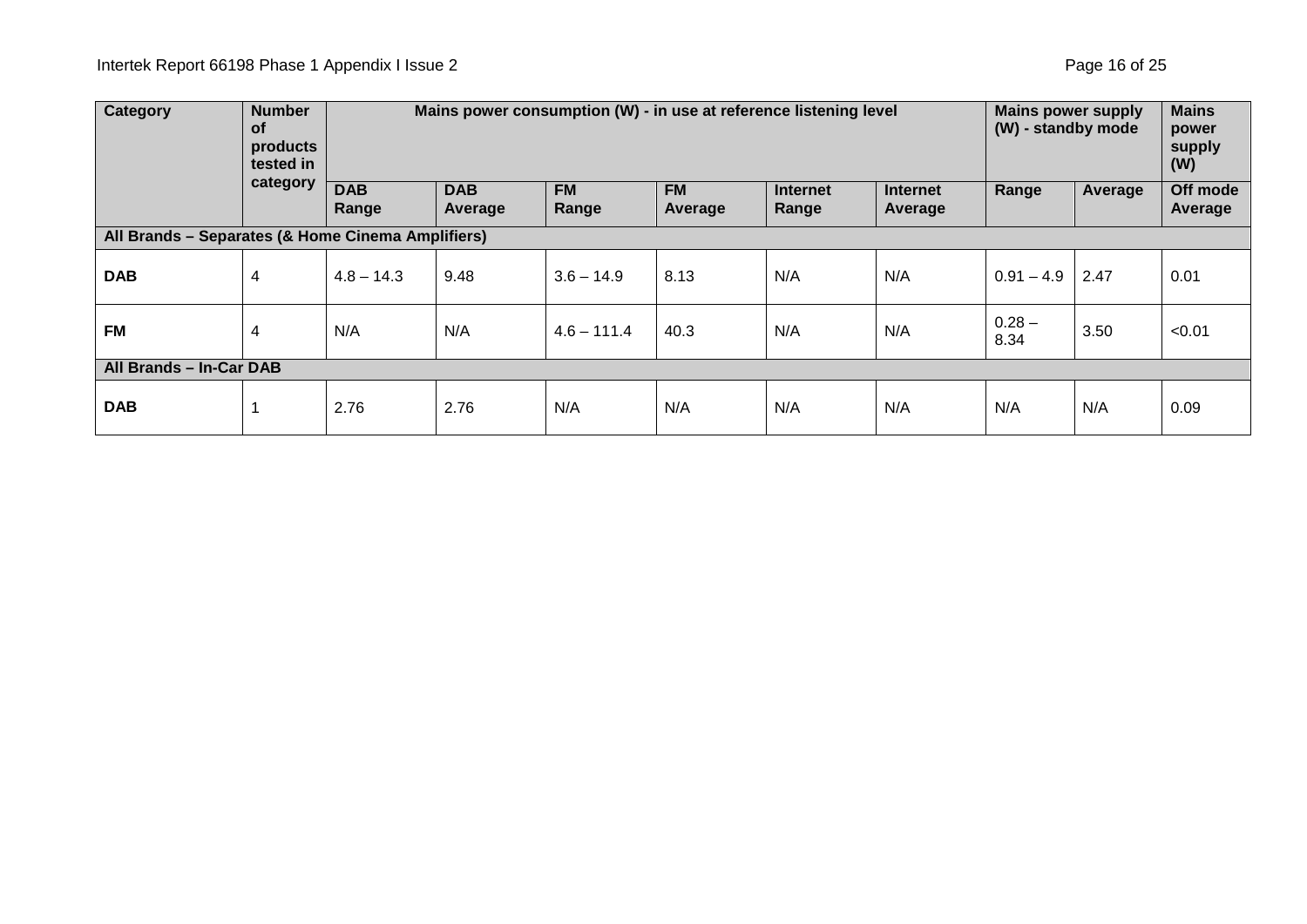| Category | Number of products tested in category | Mains power consumption (W) - in use at reference listening level | | | | | | Mains power supply (W) - standby mode | | Mains power supply (W) |
|---|---|---|---|---|---|---|---|---|---|---|
| | | DAB Range | DAB Average | FM Range | FM Average | Internet Range | Internet Average | Range | Average | Off mode Average |
| **All Brands – Separates (& Home Cinema Amplifiers)** | | | | | | | | | | |
| **DAB** | 4 | 4.8 – 14.3 | 9.48 | 3.6 – 14.9 | 8.13 | N/A | N/A | 0.91 – 4.9 | 2.47 | 0.01 |
| **FM** | 4 | N/A | N/A | 4.6 – 111.4 | 40.3 | N/A | N/A | 0.28 – 8.34 | 3.50 | <0.01 |
| **All Brands – In-Car DAB** | | | | | | | | | | |
| **DAB** | 1 | 2.76 | 2.76 | N/A | N/A | N/A | N/A | N/A | N/A | 0.09 |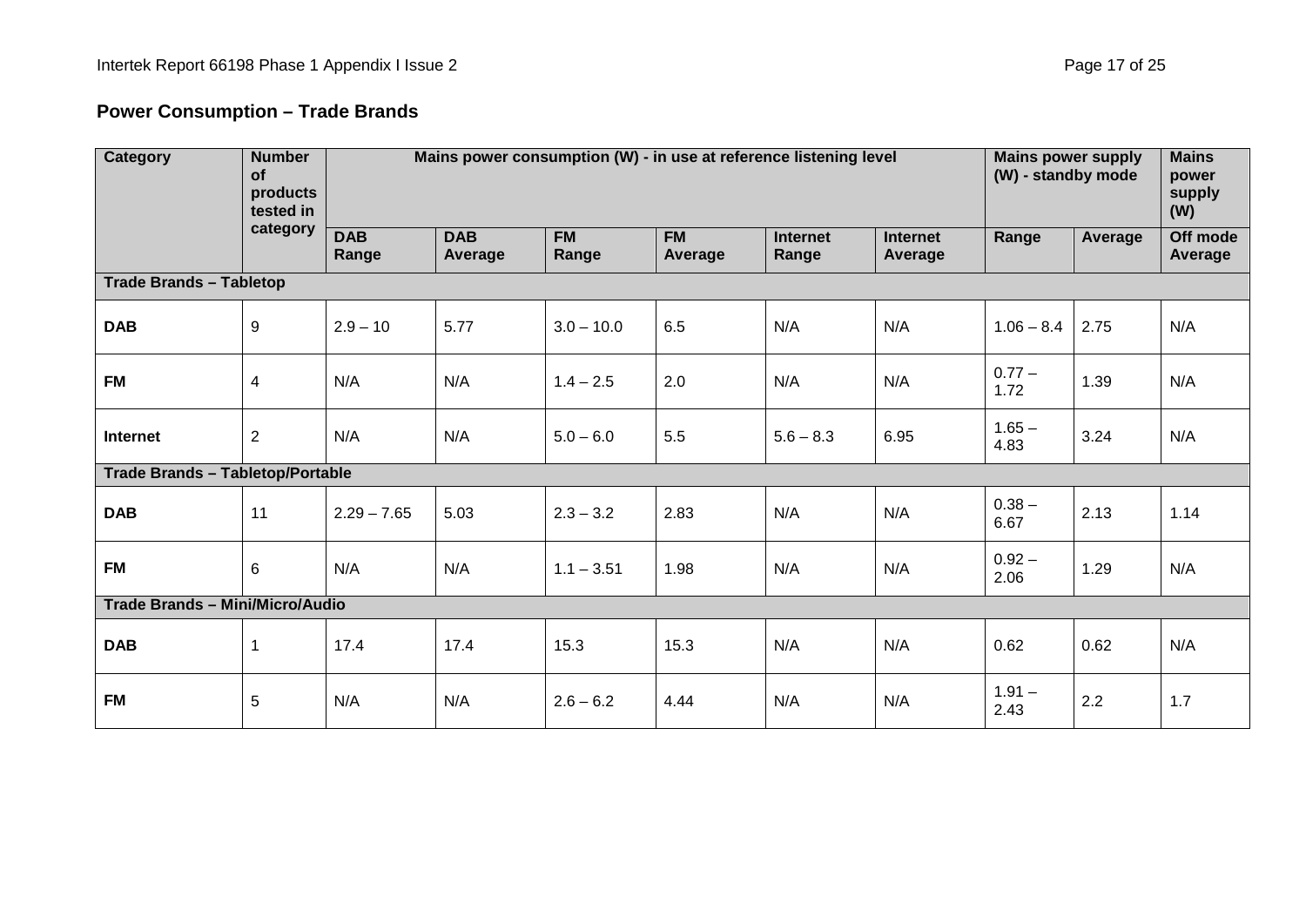## Power Consumption – Trade Brands

| Category | Number of products tested in category | Mains power consumption (W) - in use at reference listening level | | | | | | Mains power supply (W) - standby mode | | Mains power supply (W) |
|---|---|---|---|---|---|---|---|---|---|---|
| | | DAB Range | DAB Average | FM Range | FM Average | Internet Range | Internet Average | Range | Average | Off mode Average |
| **Trade Brands – Tabletop** | | | | | | | | | | |
| **DAB** | 9 | 2.9 – 10 | 5.77 | 3.0 – 10.0 | 6.5 | N/A | N/A | 1.06 – 8.4 | 2.75 | N/A |
| **FM** | 4 | N/A | N/A | 1.4 – 2.5 | 2.0 | N/A | N/A | 0.77 – 1.72 | 1.39 | N/A |
| **Internet** | 2 | N/A | N/A | 5.0 – 6.0 | 5.5 | 5.6 – 8.3 | 6.95 | 1.65 – 4.83 | 3.24 | N/A |
| **Trade Brands – Tabletop/Portable** | | | | | | | | | | |
| **DAB** | 11 | 2.29 – 7.65 | 5.03 | 2.3 – 3.2 | 2.83 | N/A | N/A | 0.38 – 6.67 | 2.13 | 1.14 |
| **FM** | 6 | N/A | N/A | 1.1 – 3.51 | 1.98 | N/A | N/A | 0.92 – 2.06 | 1.29 | N/A |
| **Trade Brands – Mini/Micro/Audio** | | | | | | | | | | |
| **DAB** | 1 | 17.4 | 17.4 | 15.3 | 15.3 | N/A | N/A | 0.62 | 0.62 | N/A |
| **FM** | 5 | N/A | N/A | 2.6 – 6.2 | 4.44 | N/A | N/A | 1.91 – 2.43 | 2.2 | 1.7 |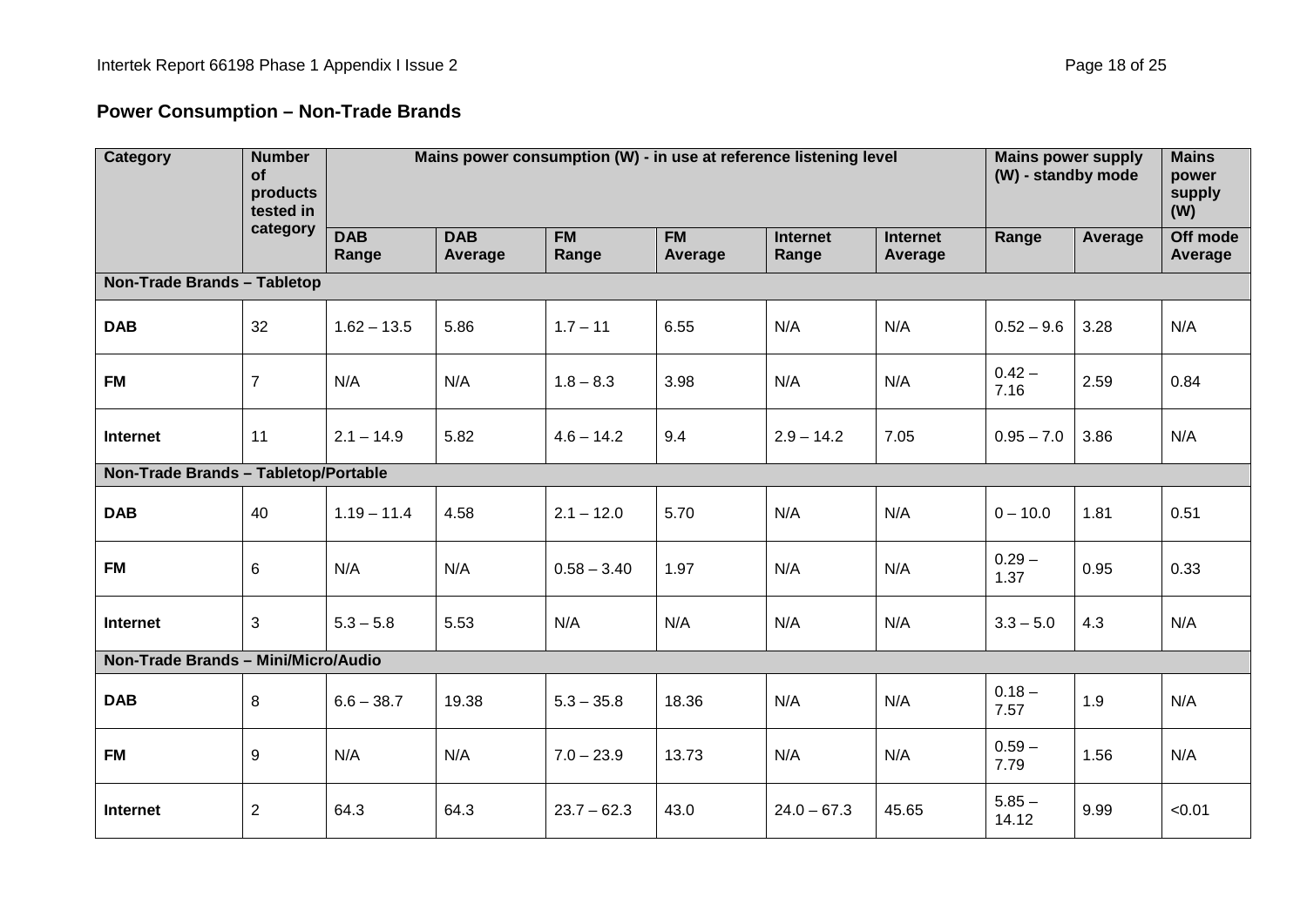## Power Consumption – Non-Trade Brands

| Category | Number of products tested in category | Mains power consumption (W) - in use at reference listening level | | | | | | Mains power supply (W) - standby mode | | Mains power supply (W) |
|---|---|---|---|---|---|---|---|---|---|---|
| | | DAB Range | DAB Average | FM Range | FM Average | Internet Range | Internet Average | Range | Average | Off mode Average |
| **Non-Trade Brands – Tabletop** | | | | | | | | | | |
| **DAB** | 32 | 1.62 – 13.5 | 5.86 | 1.7 – 11 | 6.55 | N/A | N/A | 0.52 – 9.6 | 3.28 | N/A |
| **FM** | 7 | N/A | N/A | 1.8 – 8.3 | 3.98 | N/A | N/A | 0.42 – 7.16 | 2.59 | 0.84 |
| **Internet** | 11 | 2.1 – 14.9 | 5.82 | 4.6 – 14.2 | 9.4 | 2.9 – 14.2 | 7.05 | 0.95 – 7.0 | 3.86 | N/A |
| **Non-Trade Brands – Tabletop/Portable** | | | | | | | | | | |
| **DAB** | 40 | 1.19 – 11.4 | 4.58 | 2.1 – 12.0 | 5.70 | N/A | N/A | 0 – 10.0 | 1.81 | 0.51 |
| **FM** | 6 | N/A | N/A | 0.58 – 3.40 | 1.97 | N/A | N/A | 0.29 – 1.37 | 0.95 | 0.33 |
| **Internet** | 3 | 5.3 – 5.8 | 5.53 | N/A | N/A | N/A | N/A | 3.3 – 5.0 | 4.3 | N/A |
| **Non-Trade Brands – Mini/Micro/Audio** | | | | | | | | | | |
| **DAB** | 8 | 6.6 – 38.7 | 19.38 | 5.3 – 35.8 | 18.36 | N/A | N/A | 0.18 – 7.57 | 1.9 | N/A |
| **FM** | 9 | N/A | N/A | 7.0 – 23.9 | 13.73 | N/A | N/A | 0.59 – 7.79 | 1.56 | N/A |
| **Internet** | 2 | 64.3 | 64.3 | 23.7 – 62.3 | 43.0 | 24.0 – 67.3 | 45.65 | 5.85 – 14.12 | 9.99 | <0.01 |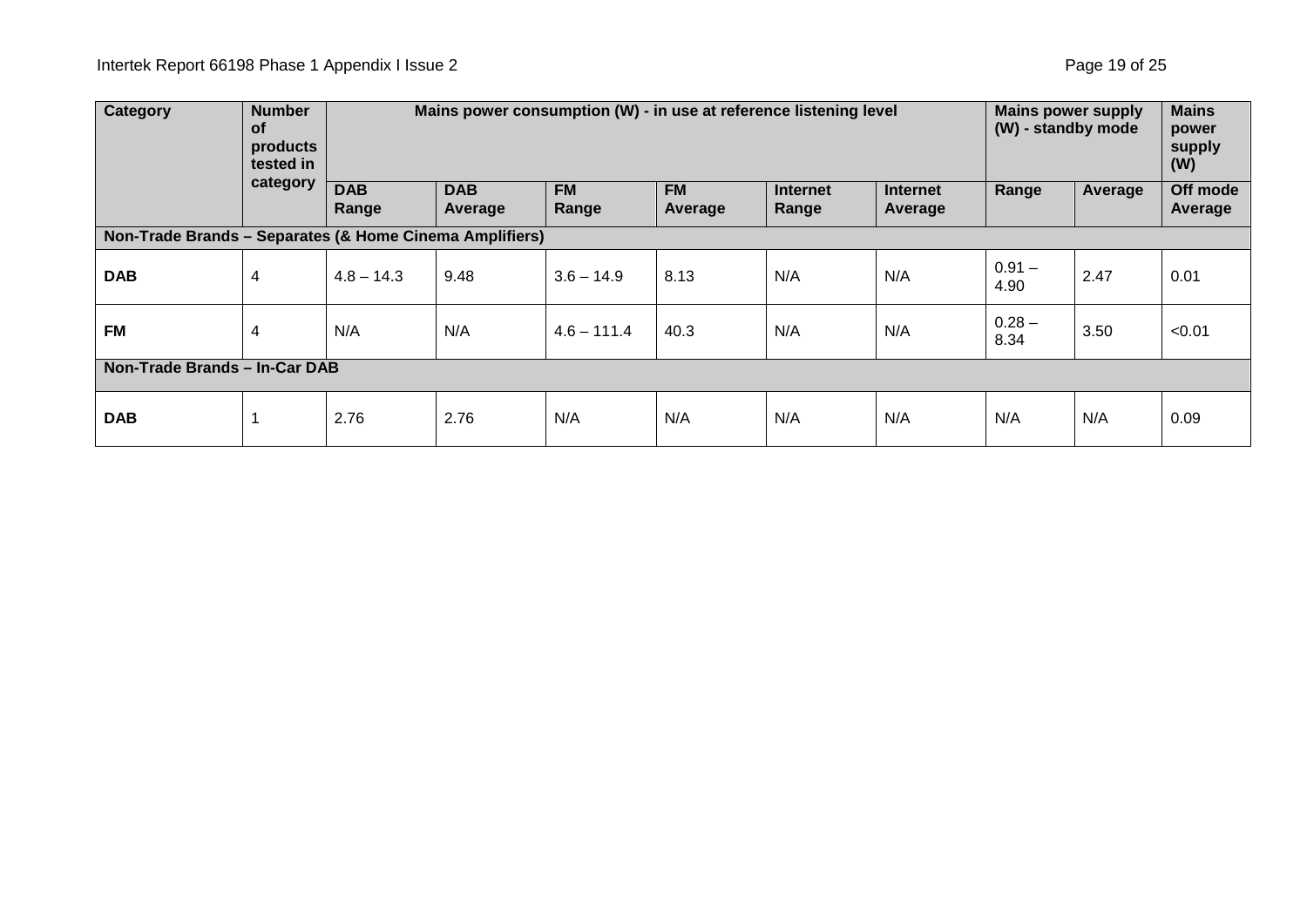| Category | Number of products tested in category | Mains power consumption (W) - in use at reference listening level | | | | | | Mains power supply (W) - standby mode | | Mains power supply (W) |
|---|---|---|---|---|---|---|---|---|---|---|
| | | DAB Range | DAB Average | FM Range | FM Average | Internet Range | Internet Average | Range | Average | Off mode Average |
| **Non-Trade Brands – Separates (& Home Cinema Amplifiers)** | | | | | | | | | | |
| **DAB** | 4 | 4.8 – 14.3 | 9.48 | 3.6 – 14.9 | 8.13 | N/A | N/A | 0.91 – 4.90 | 2.47 | 0.01 |
| **FM** | 4 | N/A | N/A | 4.6 – 111.4 | 40.3 | N/A | N/A | 0.28 – 8.34 | 3.50 | <0.01 |
| **Non-Trade Brands – In-Car DAB** | | | | | | | | | | |
| **DAB** | 1 | 2.76 | 2.76 | N/A | N/A | N/A | N/A | N/A | N/A | 0.09 |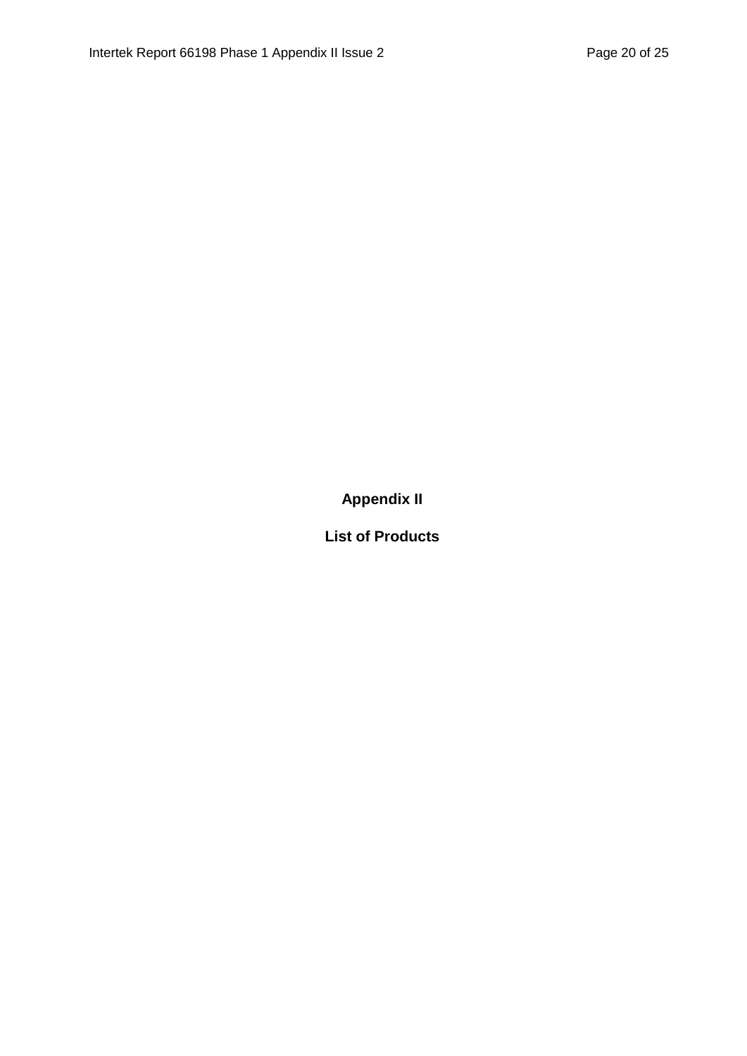# Appendix II

## List of Products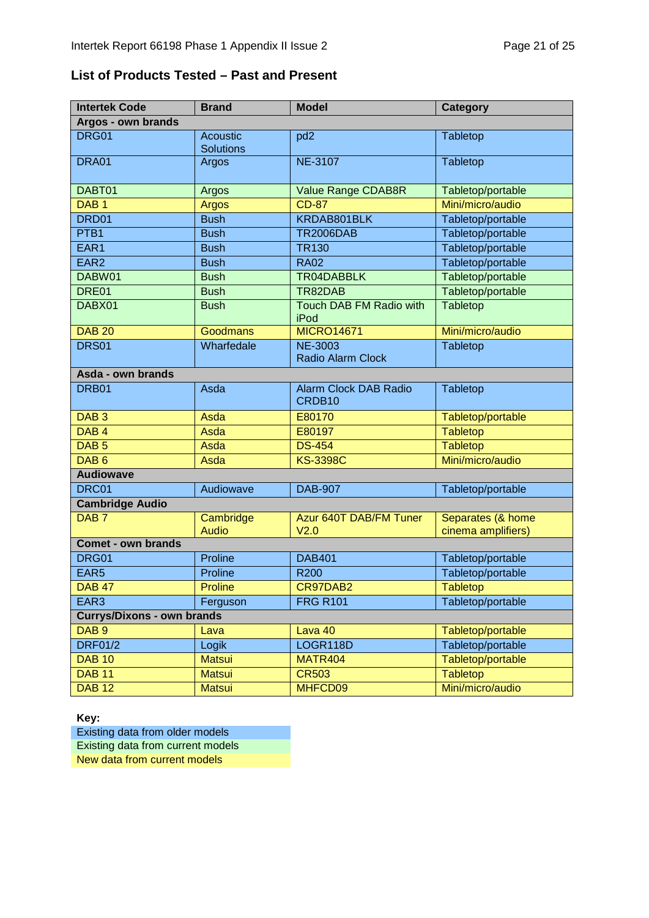## List of Products Tested – Past and Present

| Intertek Code | Brand | Model | Category |
|---|---|---|---|
| **Argos - own brands** | | | |
| DRG01 | Acoustic Solutions | pd2 | Tabletop |
| DRA01 | Argos | NE-3107 | Tabletop |
| DABT01 | Argos | Value Range CDAB8R | Tabletop/portable |
| DAB 1 | Argos | CD-87 | Mini/micro/audio |
| DRD01 | Bush | KRDAB801BLK | Tabletop/portable |
| PTB1 | Bush | TR2006DAB | Tabletop/portable |
| EAR1 | Bush | TR130 | Tabletop/portable |
| EAR2 | Bush | RA02 | Tabletop/portable |
| DABW01 | Bush | TR04DABBLK | Tabletop/portable |
| DRE01 | Bush | TR82DAB | Tabletop/portable |
| DABX01 | Bush | Touch DAB FM Radio with iPod | Tabletop |
| DAB 20 | Goodmans | MICRO14671 | Mini/micro/audio |
| DRS01 | Wharfedale | NE-3003 Radio Alarm Clock | Tabletop |
| **Asda - own brands** | | | |
| DRB01 | Asda | Alarm Clock DAB Radio CRDB10 | Tabletop |
| DAB 3 | Asda | E80170 | Tabletop/portable |
| DAB 4 | Asda | E80197 | Tabletop |
| DAB 5 | Asda | DS-454 | Tabletop |
| DAB 6 | Asda | KS-3398C | Mini/micro/audio |
| **Audiowave** | | | |
| DRC01 | Audiowave | DAB-907 | Tabletop/portable |
| **Cambridge Audio** | | | |
| DAB 7 | Cambridge Audio | Azur 640T DAB/FM Tuner V2.0 | Separates (& home cinema amplifiers) |
| **Comet - own brands** | | | |
| DRG01 | Proline | DAB401 | Tabletop/portable |
| EAR5 | Proline | R200 | Tabletop/portable |
| DAB 47 | Proline | CR97DAB2 | Tabletop |
| EAR3 | Ferguson | FRG R101 | Tabletop/portable |
| **Currys/Dixons - own brands** | | | |
| DAB 9 | Lava | Lava 40 | Tabletop/portable |
| DRF01/2 | Logik | LOGR118D | Tabletop/portable |
| DAB 10 | Matsui | MATR404 | Tabletop/portable |
| DAB 11 | Matsui | CR503 | Tabletop |
| DAB 12 | Matsui | MHFCD09 | Mini/micro/audio |

**Key:**

- Existing data from older models
- Existing data from current models
- New data from current models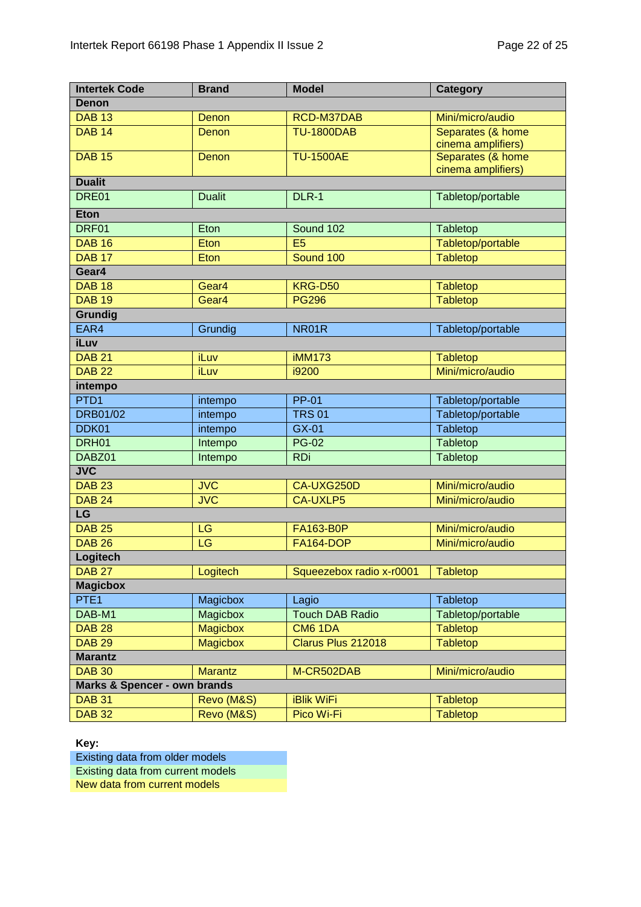| Intertek Code | Brand | Model | Category |
|---|---|---|---|
| **Denon** | | | |
| DAB 13 | Denon | RCD-M37DAB | Mini/micro/audio |
| DAB 14 | Denon | TU-1800DAB | Separates (& home cinema amplifiers) |
| DAB 15 | Denon | TU-1500AE | Separates (& home cinema amplifiers) |
| **Dualit** | | | |
| DRE01 | Dualit | DLR-1 | Tabletop/portable |
| **Eton** | | | |
| DRF01 | Eton | Sound 102 | Tabletop |
| DAB 16 | Eton | E5 | Tabletop/portable |
| DAB 17 | Eton | Sound 100 | Tabletop |
| **Gear4** | | | |
| DAB 18 | Gear4 | KRG-D50 | Tabletop |
| DAB 19 | Gear4 | PG296 | Tabletop |
| **Grundig** | | | |
| EAR4 | Grundig | NR01R | Tabletop/portable |
| **iLuv** | | | |
| DAB 21 | iLuv | iMM173 | Tabletop |
| DAB 22 | iLuv | i9200 | Mini/micro/audio |
| **intempo** | | | |
| PTD1 | intempo | PP-01 | Tabletop/portable |
| DRB01/02 | intempo | TRS 01 | Tabletop/portable |
| DDK01 | intempo | GX-01 | Tabletop |
| DRH01 | Intempo | PG-02 | Tabletop |
| DABZ01 | Intempo | RDi | Tabletop |
| **JVC** | | | |
| DAB 23 | JVC | CA-UXG250D | Mini/micro/audio |
| DAB 24 | JVC | CA-UXLP5 | Mini/micro/audio |
| **LG** | | | |
| DAB 25 | LG | FA163-B0P | Mini/micro/audio |
| DAB 26 | LG | FA164-DOP | Mini/micro/audio |
| **Logitech** | | | |
| DAB 27 | Logitech | Squeezebox radio x-r0001 | Tabletop |
| **Magicbox** | | | |
| PTE1 | Magicbox | Lagio | Tabletop |
| DAB-M1 | Magicbox | Touch DAB Radio | Tabletop/portable |
| DAB 28 | Magicbox | CM6 1DA | Tabletop |
| DAB 29 | Magicbox | Clarus Plus 212018 | Tabletop |
| **Marantz** | | | |
| DAB 30 | Marantz | M-CR502DAB | Mini/micro/audio |
| **Marks & Spencer - own brands** | | | |
| DAB 31 | Revo (M&S) | iBlik WiFi | Tabletop |
| DAB 32 | Revo (M&S) | Pico Wi-Fi | Tabletop |

**Key:**

- Existing data from older models
- Existing data from current models
- New data from current models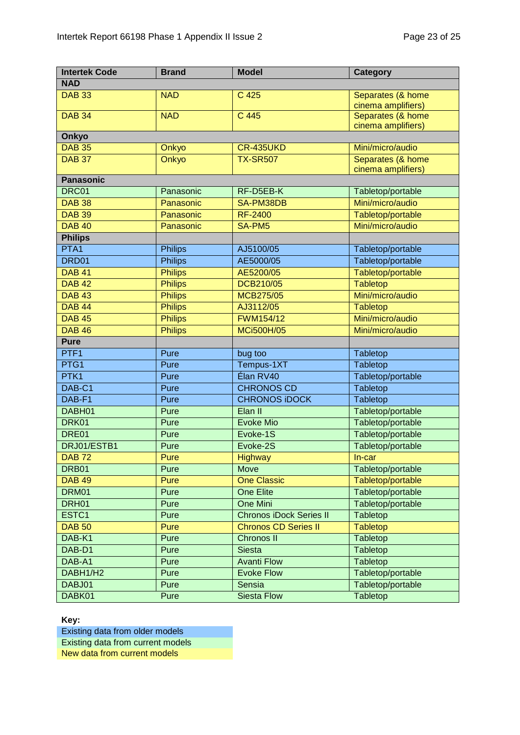| Intertek Code | Brand | Model | Category |
|---|---|---|---|
| **NAD** | | | |
| DAB 33 | NAD | C 425 | Separates (& home cinema amplifiers) |
| DAB 34 | NAD | C 445 | Separates (& home cinema amplifiers) |
| **Onkyo** | | | |
| DAB 35 | Onkyo | CR-435UKD | Mini/micro/audio |
| DAB 37 | Onkyo | TX-SR507 | Separates (& home cinema amplifiers) |
| **Panasonic** | | | |
| DRC01 | Panasonic | RF-D5EB-K | Tabletop/portable |
| DAB 38 | Panasonic | SA-PM38DB | Mini/micro/audio |
| DAB 39 | Panasonic | RF-2400 | Tabletop/portable |
| DAB 40 | Panasonic | SA-PM5 | Mini/micro/audio |
| **Philips** | | | |
| PTA1 | Philips | AJ5100/05 | Tabletop/portable |
| DRD01 | Philips | AE5000/05 | Tabletop/portable |
| DAB 41 | Philips | AE5200/05 | Tabletop/portable |
| DAB 42 | Philips | DCB210/05 | Tabletop |
| DAB 43 | Philips | MCB275/05 | Mini/micro/audio |
| DAB 44 | Philips | AJ3112/05 | Tabletop |
| DAB 45 | Philips | FWM154/12 | Mini/micro/audio |
| DAB 46 | Philips | MCi500H/05 | Mini/micro/audio |
| **Pure** | | | |
| PTF1 | Pure | bug too | Tabletop |
| PTG1 | Pure | Tempus-1XT | Tabletop |
| PTK1 | Pure | Élan RV40 | Tabletop/portable |
| DAB-C1 | Pure | CHRONOS CD | Tabletop |
| DAB-F1 | Pure | CHRONOS iDOCK | Tabletop |
| DABH01 | Pure | Elan II | Tabletop/portable |
| DRK01 | Pure | Evoke Mio | Tabletop/portable |
| DRE01 | Pure | Evoke-1S | Tabletop/portable |
| DRJ01/ESTB1 | Pure | Evoke-2S | Tabletop/portable |
| DAB 72 | Pure | Highway | In-car |
| DRB01 | Pure | Move | Tabletop/portable |
| DAB 49 | Pure | One Classic | Tabletop/portable |
| DRM01 | Pure | One Elite | Tabletop/portable |
| DRH01 | Pure | One Mini | Tabletop/portable |
| ESTC1 | Pure | Chronos iDock Series II | Tabletop |
| DAB 50 | Pure | Chronos CD Series II | Tabletop |
| DAB-K1 | Pure | Chronos II | Tabletop |
| DAB-D1 | Pure | Siesta | Tabletop |
| DAB-A1 | Pure | Avanti Flow | Tabletop |
| DABH1/H2 | Pure | Evoke Flow | Tabletop/portable |
| DABJ01 | Pure | Sensia | Tabletop/portable |
| DABK01 | Pure | Siesta Flow | Tabletop |

**Key:**

- Existing data from older models
- Existing data from current models
- New data from current models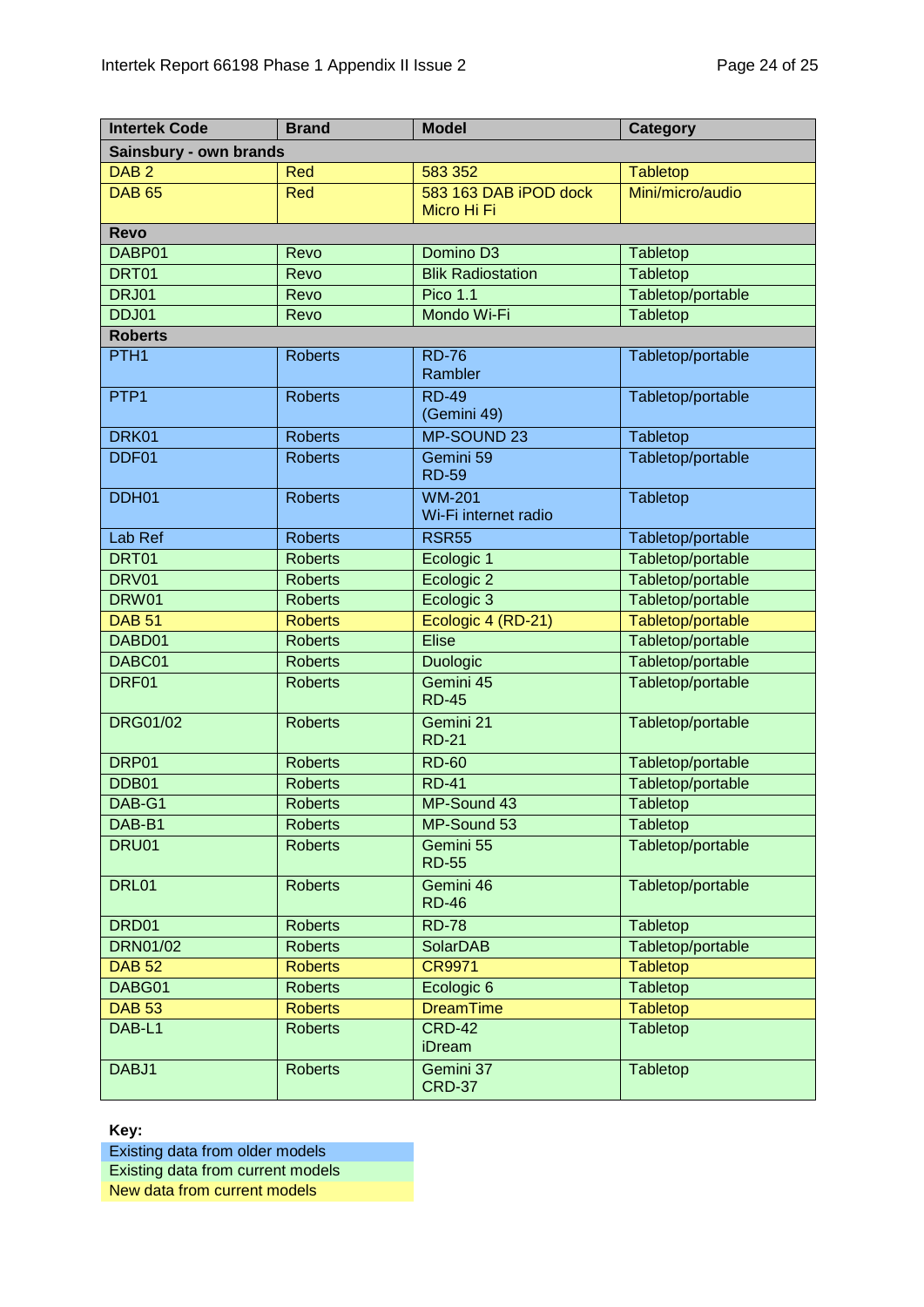| Intertek Code | Brand | Model | Category |
|---|---|---|---|
| **Sainsbury - own brands** | | | |
| DAB 2 | Red | 583 352 | Tabletop |
| DAB 65 | Red | 583 163 DAB iPOD dock Micro Hi Fi | Mini/micro/audio |
| **Revo** | | | |
| DABP01 | Revo | Domino D3 | Tabletop |
| DRT01 | Revo | Blik Radiostation | Tabletop |
| DRJ01 | Revo | Pico 1.1 | Tabletop/portable |
| DDJ01 | Revo | Mondo Wi-Fi | Tabletop |
| **Roberts** | | | |
| PTH1 | Roberts | RD-76 Rambler | Tabletop/portable |
| PTP1 | Roberts | RD-49 (Gemini 49) | Tabletop/portable |
| DRK01 | Roberts | MP-SOUND 23 | Tabletop |
| DDF01 | Roberts | Gemini 59 RD-59 | Tabletop/portable |
| DDH01 | Roberts | WM-201 Wi-Fi internet radio | Tabletop |
| Lab Ref | Roberts | RSR55 | Tabletop/portable |
| DRT01 | Roberts | Ecologic 1 | Tabletop/portable |
| DRV01 | Roberts | Ecologic 2 | Tabletop/portable |
| DRW01 | Roberts | Ecologic 3 | Tabletop/portable |
| DAB 51 | Roberts | Ecologic 4 (RD-21) | Tabletop/portable |
| DABD01 | Roberts | Elise | Tabletop/portable |
| DABC01 | Roberts | Duologic | Tabletop/portable |
| DRF01 | Roberts | Gemini 45 RD-45 | Tabletop/portable |
| DRG01/02 | Roberts | Gemini 21 RD-21 | Tabletop/portable |
| DRP01 | Roberts | RD-60 | Tabletop/portable |
| DDB01 | Roberts | RD-41 | Tabletop/portable |
| DAB-G1 | Roberts | MP-Sound 43 | Tabletop |
| DAB-B1 | Roberts | MP-Sound 53 | Tabletop |
| DRU01 | Roberts | Gemini 55 RD-55 | Tabletop/portable |
| DRL01 | Roberts | Gemini 46 RD-46 | Tabletop/portable |
| DRD01 | Roberts | RD-78 | Tabletop |
| DRN01/02 | Roberts | SolarDAB | Tabletop/portable |
| DAB 52 | Roberts | CR9971 | Tabletop |
| DABG01 | Roberts | Ecologic 6 | Tabletop |
| DAB 53 | Roberts | DreamTime | Tabletop |
| DAB-L1 | Roberts | CRD-42 iDream | Tabletop |
| DABJ1 | Roberts | Gemini 37 CRD-37 | Tabletop |

**Key:**

- Existing data from older models
- Existing data from current models
- New data from current models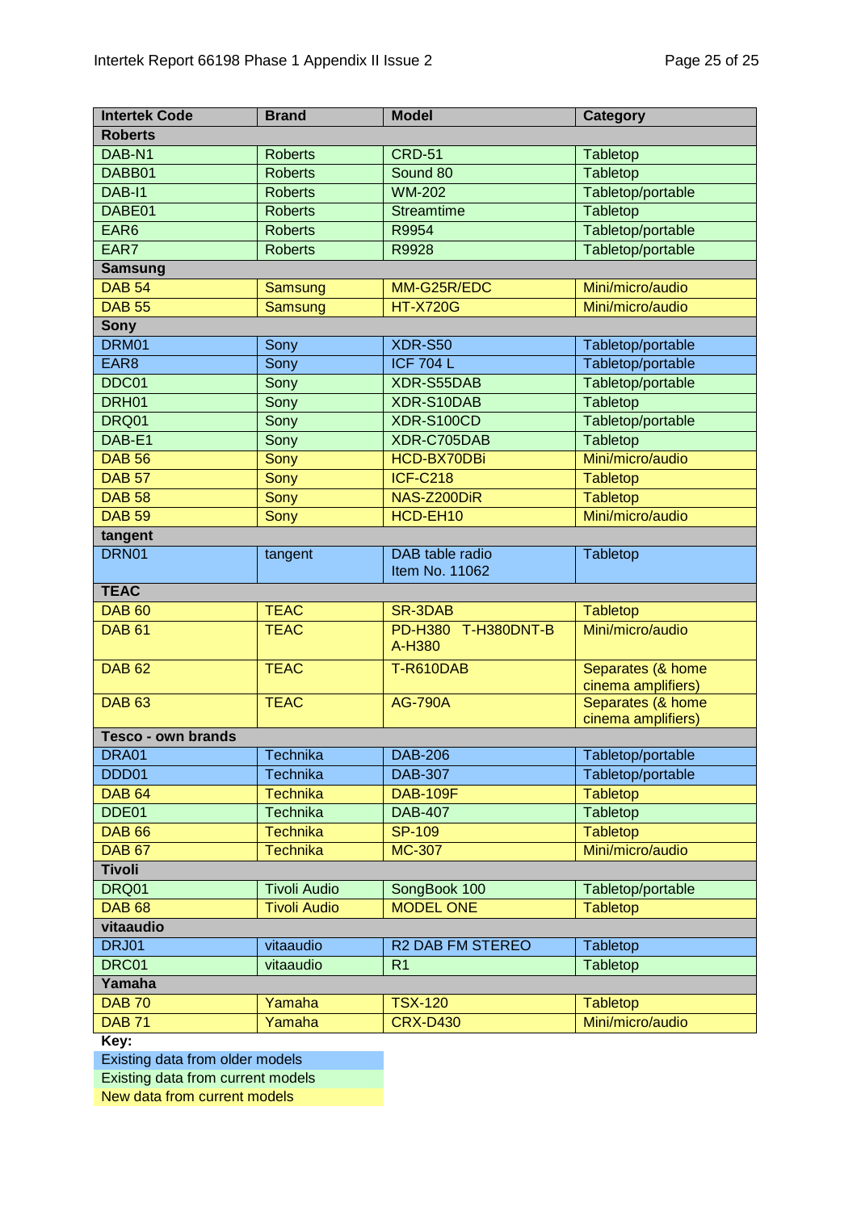| Intertek Code | Brand | Model | Category |
|---|---|---|---|
| **Roberts** | | | |
| DAB-N1 | Roberts | CRD-51 | Tabletop |
| DABB01 | Roberts | Sound 80 | Tabletop |
| DAB-I1 | Roberts | WM-202 | Tabletop/portable |
| DABE01 | Roberts | Streamtime | Tabletop |
| EAR6 | Roberts | R9954 | Tabletop/portable |
| EAR7 | Roberts | R9928 | Tabletop/portable |
| **Samsung** | | | |
| DAB 54 | Samsung | MM-G25R/EDC | Mini/micro/audio |
| DAB 55 | Samsung | HT-X720G | Mini/micro/audio |
| **Sony** | | | |
| DRM01 | Sony | XDR-S50 | Tabletop/portable |
| EAR8 | Sony | ICF 704 L | Tabletop/portable |
| DDC01 | Sony | XDR-S55DAB | Tabletop/portable |
| DRH01 | Sony | XDR-S10DAB | Tabletop |
| DRQ01 | Sony | XDR-S100CD | Tabletop/portable |
| DAB-E1 | Sony | XDR-C705DAB | Tabletop |
| DAB 56 | Sony | HCD-BX70DBi | Mini/micro/audio |
| DAB 57 | Sony | ICF-C218 | Tabletop |
| DAB 58 | Sony | NAS-Z200DiR | Tabletop |
| DAB 59 | Sony | HCD-EH10 | Mini/micro/audio |
| **tangent** | | | |
| DRN01 | tangent | DAB table radio Item No. 11062 | Tabletop |
| **TEAC** | | | |
| DAB 60 | TEAC | SR-3DAB | Tabletop |
| DAB 61 | TEAC | PD-H380 T-H380DNT-B A-H380 | Mini/micro/audio |
| DAB 62 | TEAC | T-R610DAB | Separates (& home cinema amplifiers) |
| DAB 63 | TEAC | AG-790A | Separates (& home cinema amplifiers) |
| **Tesco - own brands** | | | |
| DRA01 | Technika | DAB-206 | Tabletop/portable |
| DDD01 | Technika | DAB-307 | Tabletop/portable |
| DAB 64 | Technika | DAB-109F | Tabletop |
| DDE01 | Technika | DAB-407 | Tabletop |
| DAB 66 | Technika | SP-109 | Tabletop |
| DAB 67 | Technika | MC-307 | Mini/micro/audio |
| **Tivoli** | | | |
| DRQ01 | Tivoli Audio | SongBook 100 | Tabletop/portable |
| DAB 68 | Tivoli Audio | MODEL ONE | Tabletop |
| **vitaaudio** | | | |
| DRJ01 | vitaaudio | R2 DAB FM STEREO | Tabletop |
| DRC01 | vitaaudio | R1 | Tabletop |
| **Yamaha** | | | |
| DAB 70 | Yamaha | TSX-120 | Tabletop |
| DAB 71 | Yamaha | CRX-D430 | Mini/micro/audio |

**Key:**

- Existing data from older models
- Existing data from current models
- New data from current models